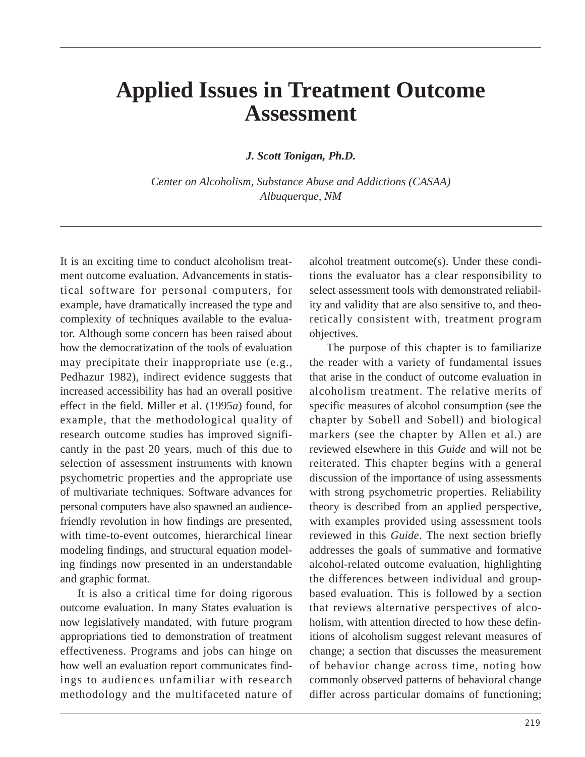# Applied Issues in Treatment Outcome Assessment

***J. Scott Tonigan, Ph.D.***

*Center on Alcoholism, Substance Abuse and Addictions (CASAA)*
*Albuquerque, NM*

It is an exciting time to conduct alcoholism treatment outcome evaluation. Advancements in statistical software for personal computers, for example, have dramatically increased the type and complexity of techniques available to the evaluator. Although some concern has been raised about how the democratization of the tools of evaluation may precipitate their inappropriate use (e.g., Pedhazur 1982), indirect evidence suggests that increased accessibility has had an overall positive effect in the field. Miller et al. (1995*a*) found, for example, that the methodological quality of research outcome studies has improved significantly in the past 20 years, much of this due to selection of assessment instruments with known psychometric properties and the appropriate use of multivariate techniques. Software advances for personal computers have also spawned an audience-friendly revolution in how findings are presented, with time-to-event outcomes, hierarchical linear modeling findings, and structural equation modeling findings now presented in an understandable and graphic format.

It is also a critical time for doing rigorous outcome evaluation. In many States evaluation is now legislatively mandated, with future program appropriations tied to demonstration of treatment effectiveness. Programs and jobs can hinge on how well an evaluation report communicates findings to audiences unfamiliar with research methodology and the multifaceted nature of alcohol treatment outcome(s). Under these conditions the evaluator has a clear responsibility to select assessment tools with demonstrated reliability and validity that are also sensitive to, and theoretically consistent with, treatment program objectives.

The purpose of this chapter is to familiarize the reader with a variety of fundamental issues that arise in the conduct of outcome evaluation in alcoholism treatment. The relative merits of specific measures of alcohol consumption (see the chapter by Sobell and Sobell) and biological markers (see the chapter by Allen et al.) are reviewed elsewhere in this *Guide* and will not be reiterated. This chapter begins with a general discussion of the importance of using assessments with strong psychometric properties. Reliability theory is described from an applied perspective, with examples provided using assessment tools reviewed in this *Guide*. The next section briefly addresses the goals of summative and formative alcohol-related outcome evaluation, highlighting the differences between individual and group-based evaluation. This is followed by a section that reviews alternative perspectives of alcoholism, with attention directed to how these definitions of alcoholism suggest relevant measures of change; a section that discusses the measurement of behavior change across time, noting how commonly observed patterns of behavioral change differ across particular domains of functioning;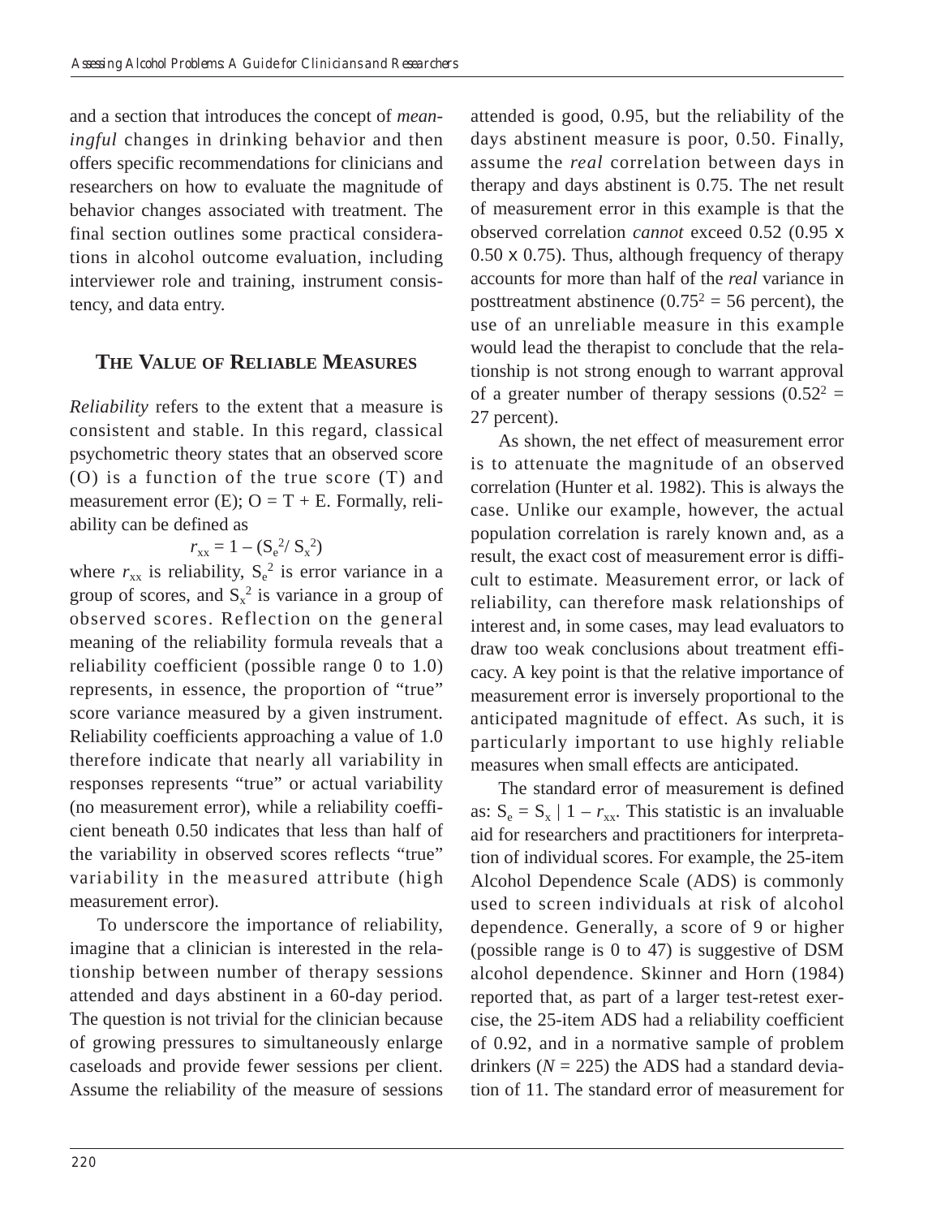and a section that introduces the concept of *meaningful* changes in drinking behavior and then offers specific recommendations for clinicians and researchers on how to evaluate the magnitude of behavior changes associated with treatment. The final section outlines some practical considerations in alcohol outcome evaluation, including interviewer role and training, instrument consistency, and data entry.

## The Value of Reliable Measures

*Reliability* refers to the extent that a measure is consistent and stable. In this regard, classical psychometric theory states that an observed score (O) is a function of the true score (T) and measurement error (E); O = T + E. Formally, reliability can be defined as

$$r_{xx} = 1 - (S_e^2 / S_x^2)$$

where $r_{xx}$ is reliability, $S_e^2$ is error variance in a group of scores, and $S_x^2$ is variance in a group of observed scores. Reflection on the general meaning of the reliability formula reveals that a reliability coefficient (possible range 0 to 1.0) represents, in essence, the proportion of "true" score variance measured by a given instrument. Reliability coefficients approaching a value of 1.0 therefore indicate that nearly all variability in responses represents "true" or actual variability (no measurement error), while a reliability coefficient beneath 0.50 indicates that less than half of the variability in observed scores reflects "true" variability in the measured attribute (high measurement error).

To underscore the importance of reliability, imagine that a clinician is interested in the relationship between number of therapy sessions attended and days abstinent in a 60-day period. The question is not trivial for the clinician because of growing pressures to simultaneously enlarge caseloads and provide fewer sessions per client. Assume the reliability of the measure of sessions attended is good, 0.95, but the reliability of the days abstinent measure is poor, 0.50. Finally, assume the *real* correlation between days in therapy and days abstinent is 0.75. The net result of measurement error in this example is that the observed correlation *cannot* exceed 0.52 (0.95 x 0.50 x 0.75). Thus, although frequency of therapy accounts for more than half of the *real* variance in posttreatment abstinence ($0.75^2$ = 56 percent), the use of an unreliable measure in this example would lead the therapist to conclude that the relationship is not strong enough to warrant approval of a greater number of therapy sessions ($0.52^2$ = 27 percent).

As shown, the net effect of measurement error is to attenuate the magnitude of an observed correlation (Hunter et al. 1982). This is always the case. Unlike our example, however, the actual population correlation is rarely known and, as a result, the exact cost of measurement error is difficult to estimate. Measurement error, or lack of reliability, can therefore mask relationships of interest and, in some cases, may lead evaluators to draw too weak conclusions about treatment efficacy. A key point is that the relative importance of measurement error is inversely proportional to the anticipated magnitude of effect. As such, it is particularly important to use highly reliable measures when small effects are anticipated.

The standard error of measurement is defined as: $S_e = S_x \mid 1 - r_{xx}$. This statistic is an invaluable aid for researchers and practitioners for interpretation of individual scores. For example, the 25-item Alcohol Dependence Scale (ADS) is commonly used to screen individuals at risk of alcohol dependence. Generally, a score of 9 or higher (possible range is 0 to 47) is suggestive of DSM alcohol dependence. Skinner and Horn (1984) reported that, as part of a larger test-retest exercise, the 25-item ADS had a reliability coefficient of 0.92, and in a normative sample of problem drinkers ($N$ = 225) the ADS had a standard deviation of 11. The standard error of measurement for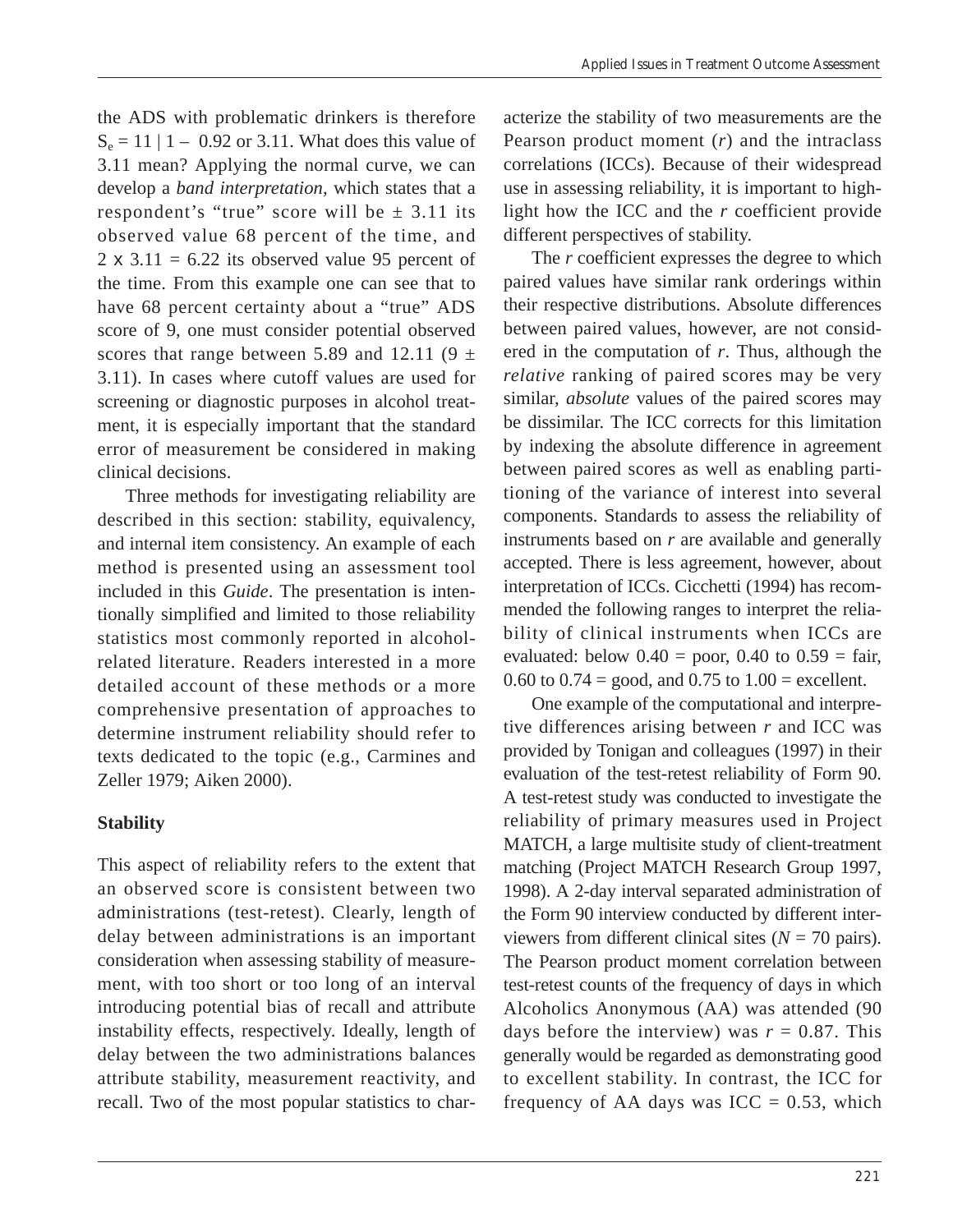the ADS with problematic drinkers is therefore $S_e = 11 \mid 1 - 0.92$ or 3.11. What does this value of 3.11 mean? Applying the normal curve, we can develop a *band interpretation*, which states that a respondent's "true" score will be ± 3.11 its observed value 68 percent of the time, and 2 x 3.11 = 6.22 its observed value 95 percent of the time. From this example one can see that to have 68 percent certainty about a "true" ADS score of 9, one must consider potential observed scores that range between 5.89 and 12.11 (9 ± 3.11). In cases where cutoff values are used for screening or diagnostic purposes in alcohol treatment, it is especially important that the standard error of measurement be considered in making clinical decisions.

Three methods for investigating reliability are described in this section: stability, equivalency, and internal item consistency. An example of each method is presented using an assessment tool included in this *Guide*. The presentation is intentionally simplified and limited to those reliability statistics most commonly reported in alcohol-related literature. Readers interested in a more detailed account of these methods or a more comprehensive presentation of approaches to determine instrument reliability should refer to texts dedicated to the topic (e.g., Carmines and Zeller 1979; Aiken 2000).

### Stability

This aspect of reliability refers to the extent that an observed score is consistent between two administrations (test-retest). Clearly, length of delay between administrations is an important consideration when assessing stability of measurement, with too short or too long of an interval introducing potential bias of recall and attribute instability effects, respectively. Ideally, length of delay between the two administrations balances attribute stability, measurement reactivity, and recall. Two of the most popular statistics to characterize the stability of two measurements are the Pearson product moment ($r$) and the intraclass correlations (ICCs). Because of their widespread use in assessing reliability, it is important to highlight how the ICC and the $r$ coefficient provide different perspectives of stability.

The $r$ coefficient expresses the degree to which paired values have similar rank orderings within their respective distributions. Absolute differences between paired values, however, are not considered in the computation of $r$. Thus, although the *relative* ranking of paired scores may be very similar, *absolute* values of the paired scores may be dissimilar. The ICC corrects for this limitation by indexing the absolute difference in agreement between paired scores as well as enabling partitioning of the variance of interest into several components. Standards to assess the reliability of instruments based on $r$ are available and generally accepted. There is less agreement, however, about interpretation of ICCs. Cicchetti (1994) has recommended the following ranges to interpret the reliability of clinical instruments when ICCs are evaluated: below 0.40 = poor, 0.40 to 0.59 = fair, 0.60 to 0.74 = good, and 0.75 to 1.00 = excellent.

One example of the computational and interpretive differences arising between $r$ and ICC was provided by Tonigan and colleagues (1997) in their evaluation of the test-retest reliability of Form 90. A test-retest study was conducted to investigate the reliability of primary measures used in Project MATCH, a large multisite study of client-treatment matching (Project MATCH Research Group 1997, 1998). A 2-day interval separated administration of the Form 90 interview conducted by different interviewers from different clinical sites ($N = 70$ pairs). The Pearson product moment correlation between test-retest counts of the frequency of days in which Alcoholics Anonymous (AA) was attended (90 days before the interview) was $r = 0.87$. This generally would be regarded as demonstrating good to excellent stability. In contrast, the ICC for frequency of AA days was ICC = 0.53, which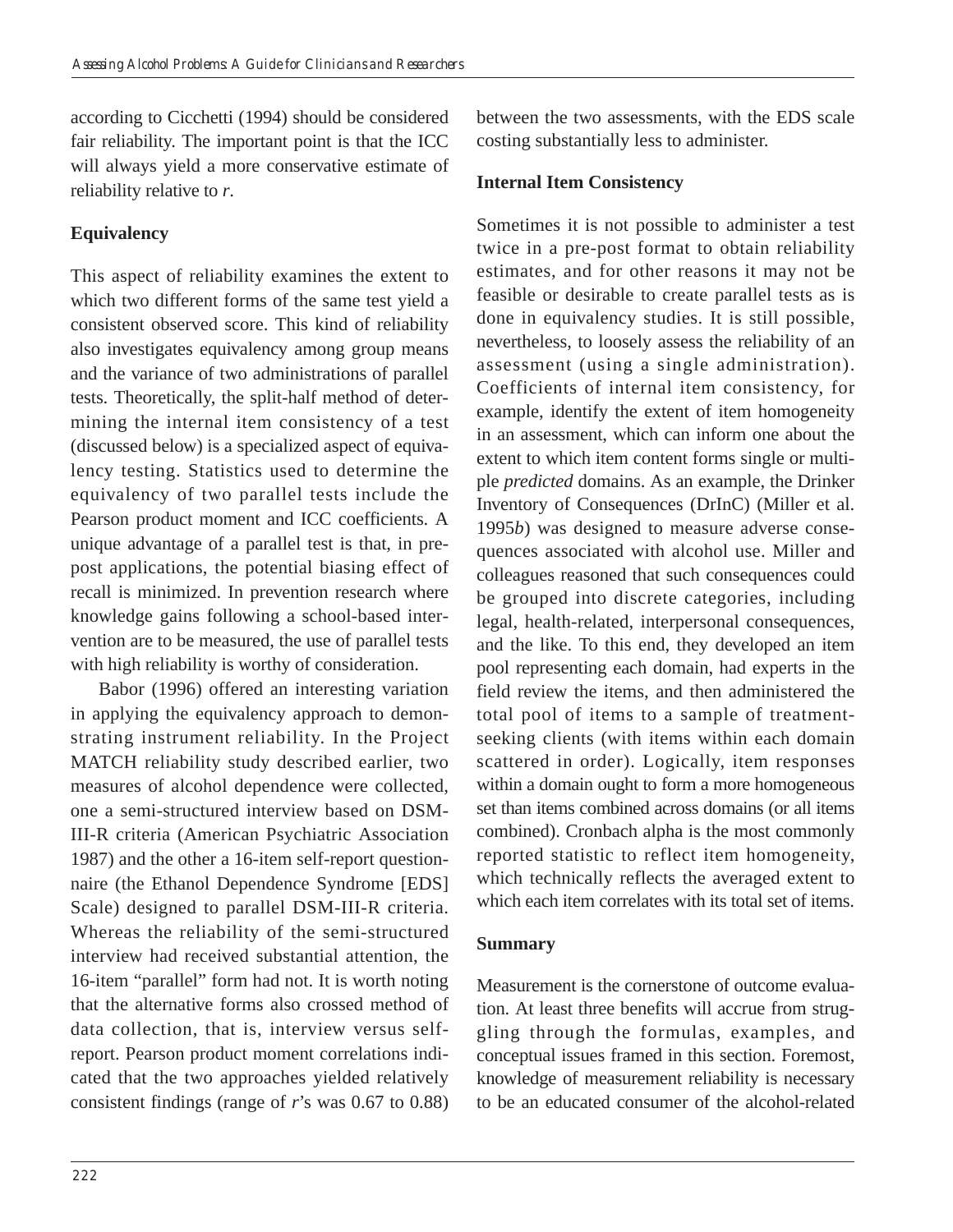according to Cicchetti (1994) should be considered fair reliability. The important point is that the ICC will always yield a more conservative estimate of reliability relative to *r*.

### Equivalency

This aspect of reliability examines the extent to which two different forms of the same test yield a consistent observed score. This kind of reliability also investigates equivalency among group means and the variance of two administrations of parallel tests. Theoretically, the split-half method of determining the internal item consistency of a test (discussed below) is a specialized aspect of equivalency testing. Statistics used to determine the equivalency of two parallel tests include the Pearson product moment and ICC coefficients. A unique advantage of a parallel test is that, in pre-post applications, the potential biasing effect of recall is minimized. In prevention research where knowledge gains following a school-based intervention are to be measured, the use of parallel tests with high reliability is worthy of consideration.

Babor (1996) offered an interesting variation in applying the equivalency approach to demonstrating instrument reliability. In the Project MATCH reliability study described earlier, two measures of alcohol dependence were collected, one a semi-structured interview based on DSM-III-R criteria (American Psychiatric Association 1987) and the other a 16-item self-report questionnaire (the Ethanol Dependence Syndrome [EDS] Scale) designed to parallel DSM-III-R criteria. Whereas the reliability of the semi-structured interview had received substantial attention, the 16-item "parallel" form had not. It is worth noting that the alternative forms also crossed method of data collection, that is, interview versus self-report. Pearson product moment correlations indicated that the two approaches yielded relatively consistent findings (range of *r*'s was 0.67 to 0.88) between the two assessments, with the EDS scale costing substantially less to administer.

### Internal Item Consistency

Sometimes it is not possible to administer a test twice in a pre-post format to obtain reliability estimates, and for other reasons it may not be feasible or desirable to create parallel tests as is done in equivalency studies. It is still possible, nevertheless, to loosely assess the reliability of an assessment (using a single administration). Coefficients of internal item consistency, for example, identify the extent of item homogeneity in an assessment, which can inform one about the extent to which item content forms single or multiple *predicted* domains. As an example, the Drinker Inventory of Consequences (DrInC) (Miller et al. 1995*b*) was designed to measure adverse consequences associated with alcohol use. Miller and colleagues reasoned that such consequences could be grouped into discrete categories, including legal, health-related, interpersonal consequences, and the like. To this end, they developed an item pool representing each domain, had experts in the field review the items, and then administered the total pool of items to a sample of treatment-seeking clients (with items within each domain scattered in order). Logically, item responses within a domain ought to form a more homogeneous set than items combined across domains (or all items combined). Cronbach alpha is the most commonly reported statistic to reflect item homogeneity, which technically reflects the averaged extent to which each item correlates with its total set of items.

### Summary

Measurement is the cornerstone of outcome evaluation. At least three benefits will accrue from struggling through the formulas, examples, and conceptual issues framed in this section. Foremost, knowledge of measurement reliability is necessary to be an educated consumer of the alcohol-related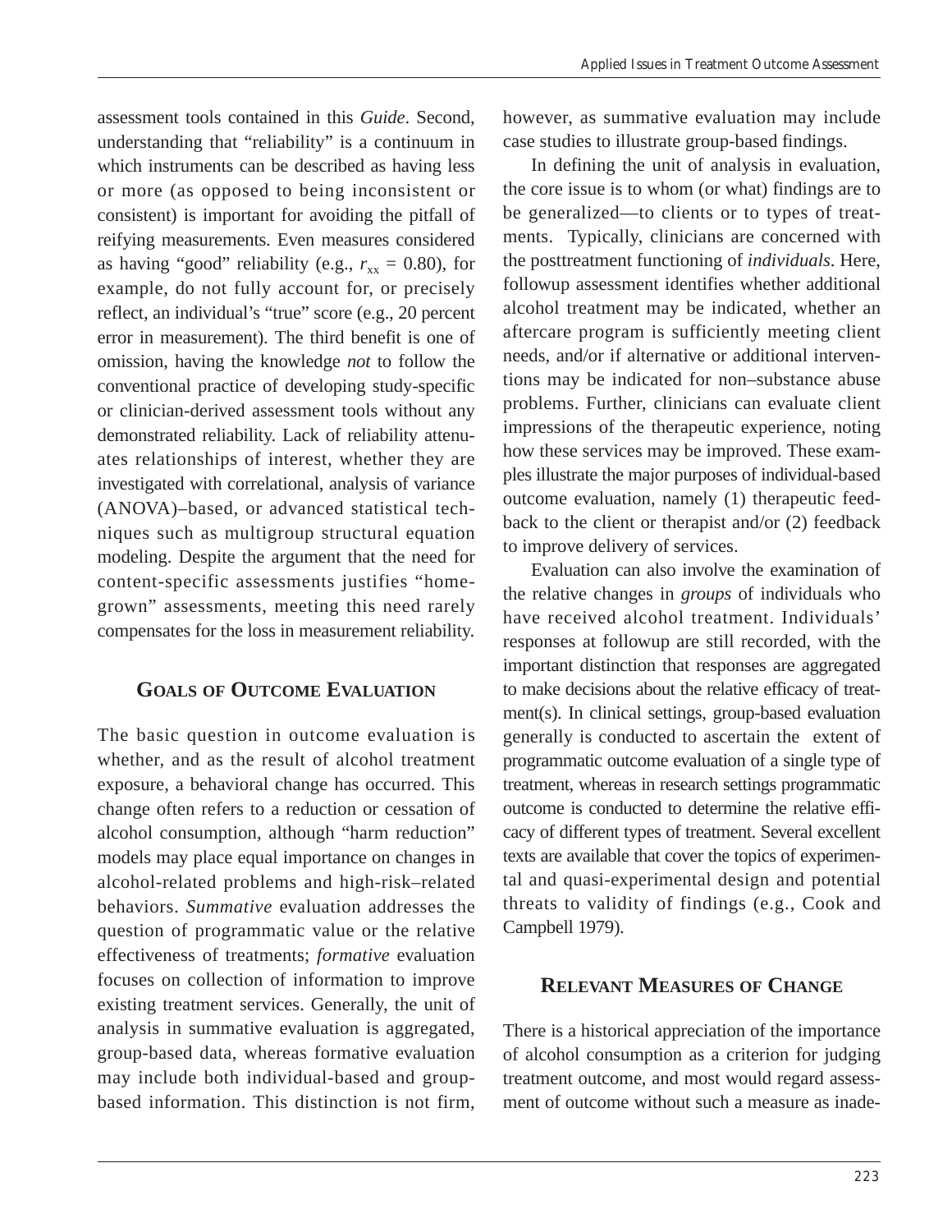assessment tools contained in this *Guide*. Second, understanding that "reliability" is a continuum in which instruments can be described as having less or more (as opposed to being inconsistent or consistent) is important for avoiding the pitfall of reifying measurements. Even measures considered as having "good" reliability (e.g., $r_{xx} = 0.80$), for example, do not fully account for, or precisely reflect, an individual's "true" score (e.g., 20 percent error in measurement). The third benefit is one of omission, having the knowledge *not* to follow the conventional practice of developing study-specific or clinician-derived assessment tools without any demonstrated reliability. Lack of reliability attenuates relationships of interest, whether they are investigated with correlational, analysis of variance (ANOVA)–based, or advanced statistical techniques such as multigroup structural equation modeling. Despite the argument that the need for content-specific assessments justifies "homegrown" assessments, meeting this need rarely compensates for the loss in measurement reliability.

## Goals of Outcome Evaluation

The basic question in outcome evaluation is whether, and as the result of alcohol treatment exposure, a behavioral change has occurred. This change often refers to a reduction or cessation of alcohol consumption, although "harm reduction" models may place equal importance on changes in alcohol-related problems and high-risk–related behaviors. *Summative* evaluation addresses the question of programmatic value or the relative effectiveness of treatments; *formative* evaluation focuses on collection of information to improve existing treatment services. Generally, the unit of analysis in summative evaluation is aggregated, group-based data, whereas formative evaluation may include both individual-based and group-based information. This distinction is not firm, however, as summative evaluation may include case studies to illustrate group-based findings.

In defining the unit of analysis in evaluation, the core issue is to whom (or what) findings are to be generalized—to clients or to types of treatments. Typically, clinicians are concerned with the posttreatment functioning of *individuals*. Here, followup assessment identifies whether additional alcohol treatment may be indicated, whether an aftercare program is sufficiently meeting client needs, and/or if alternative or additional interventions may be indicated for non–substance abuse problems. Further, clinicians can evaluate client impressions of the therapeutic experience, noting how these services may be improved. These examples illustrate the major purposes of individual-based outcome evaluation, namely (1) therapeutic feedback to the client or therapist and/or (2) feedback to improve delivery of services.

Evaluation can also involve the examination of the relative changes in *groups* of individuals who have received alcohol treatment. Individuals' responses at followup are still recorded, with the important distinction that responses are aggregated to make decisions about the relative efficacy of treatment(s). In clinical settings, group-based evaluation generally is conducted to ascertain the extent of programmatic outcome evaluation of a single type of treatment, whereas in research settings programmatic outcome is conducted to determine the relative efficacy of different types of treatment. Several excellent texts are available that cover the topics of experimental and quasi-experimental design and potential threats to validity of findings (e.g., Cook and Campbell 1979).

## Relevant Measures of Change

There is a historical appreciation of the importance of alcohol consumption as a criterion for judging treatment outcome, and most would regard assessment of outcome without such a measure as inade-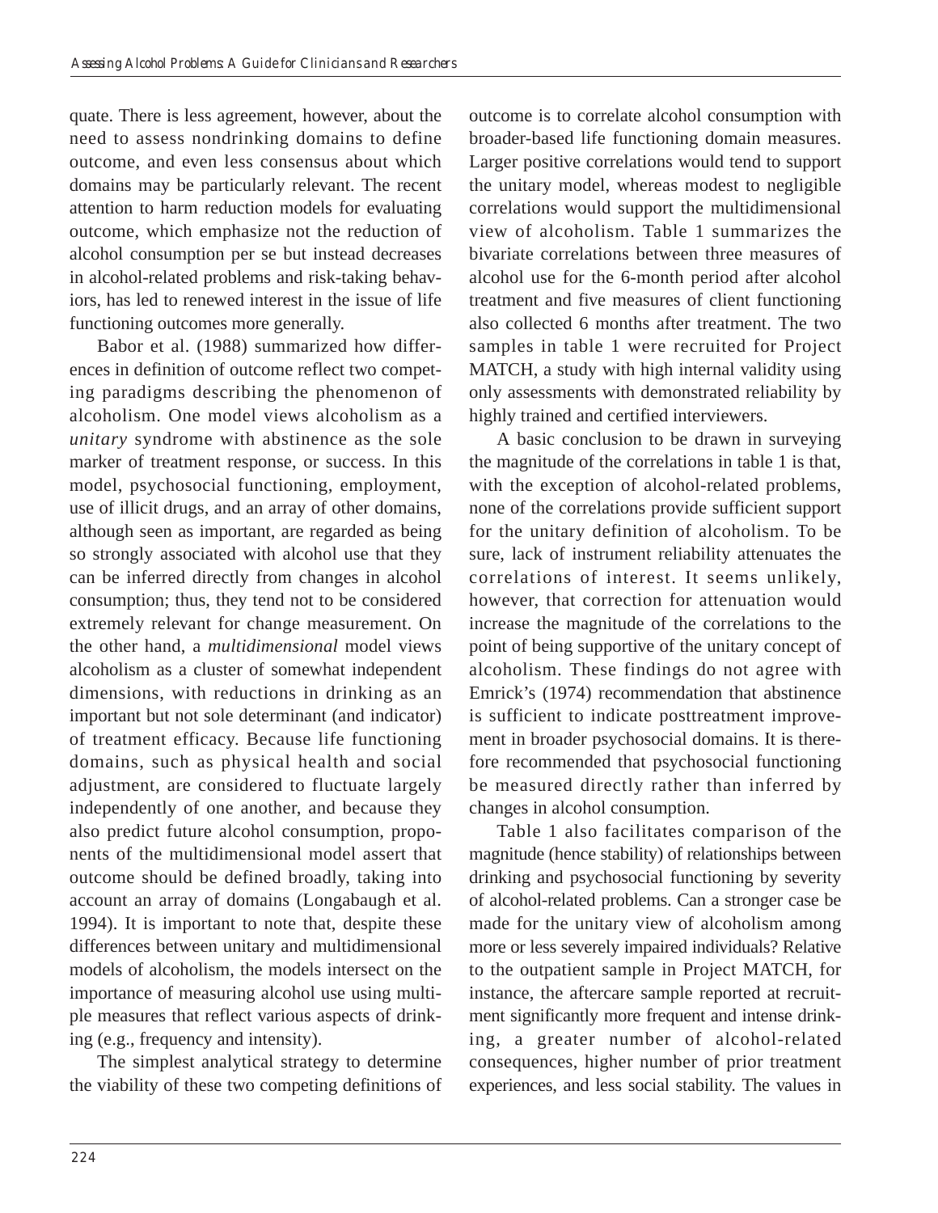quate. There is less agreement, however, about the need to assess nondrinking domains to define outcome, and even less consensus about which domains may be particularly relevant. The recent attention to harm reduction models for evaluating outcome, which emphasize not the reduction of alcohol consumption per se but instead decreases in alcohol-related problems and risk-taking behaviors, has led to renewed interest in the issue of life functioning outcomes more generally.

Babor et al. (1988) summarized how differences in definition of outcome reflect two competing paradigms describing the phenomenon of alcoholism. One model views alcoholism as a *unitary* syndrome with abstinence as the sole marker of treatment response, or success. In this model, psychosocial functioning, employment, use of illicit drugs, and an array of other domains, although seen as important, are regarded as being so strongly associated with alcohol use that they can be inferred directly from changes in alcohol consumption; thus, they tend not to be considered extremely relevant for change measurement. On the other hand, a *multidimensional* model views alcoholism as a cluster of somewhat independent dimensions, with reductions in drinking as an important but not sole determinant (and indicator) of treatment efficacy. Because life functioning domains, such as physical health and social adjustment, are considered to fluctuate largely independently of one another, and because they also predict future alcohol consumption, proponents of the multidimensional model assert that outcome should be defined broadly, taking into account an array of domains (Longabaugh et al. 1994). It is important to note that, despite these differences between unitary and multidimensional models of alcoholism, the models intersect on the importance of measuring alcohol use using multiple measures that reflect various aspects of drinking (e.g., frequency and intensity).

The simplest analytical strategy to determine the viability of these two competing definitions of outcome is to correlate alcohol consumption with broader-based life functioning domain measures. Larger positive correlations would tend to support the unitary model, whereas modest to negligible correlations would support the multidimensional view of alcoholism. Table 1 summarizes the bivariate correlations between three measures of alcohol use for the 6-month period after alcohol treatment and five measures of client functioning also collected 6 months after treatment. The two samples in table 1 were recruited for Project MATCH, a study with high internal validity using only assessments with demonstrated reliability by highly trained and certified interviewers.

A basic conclusion to be drawn in surveying the magnitude of the correlations in table 1 is that, with the exception of alcohol-related problems, none of the correlations provide sufficient support for the unitary definition of alcoholism. To be sure, lack of instrument reliability attenuates the correlations of interest. It seems unlikely, however, that correction for attenuation would increase the magnitude of the correlations to the point of being supportive of the unitary concept of alcoholism. These findings do not agree with Emrick's (1974) recommendation that abstinence is sufficient to indicate posttreatment improvement in broader psychosocial domains. It is therefore recommended that psychosocial functioning be measured directly rather than inferred by changes in alcohol consumption.

Table 1 also facilitates comparison of the magnitude (hence stability) of relationships between drinking and psychosocial functioning by severity of alcohol-related problems. Can a stronger case be made for the unitary view of alcoholism among more or less severely impaired individuals? Relative to the outpatient sample in Project MATCH, for instance, the aftercare sample reported at recruitment significantly more frequent and intense drinking, a greater number of alcohol-related consequences, higher number of prior treatment experiences, and less social stability. The values in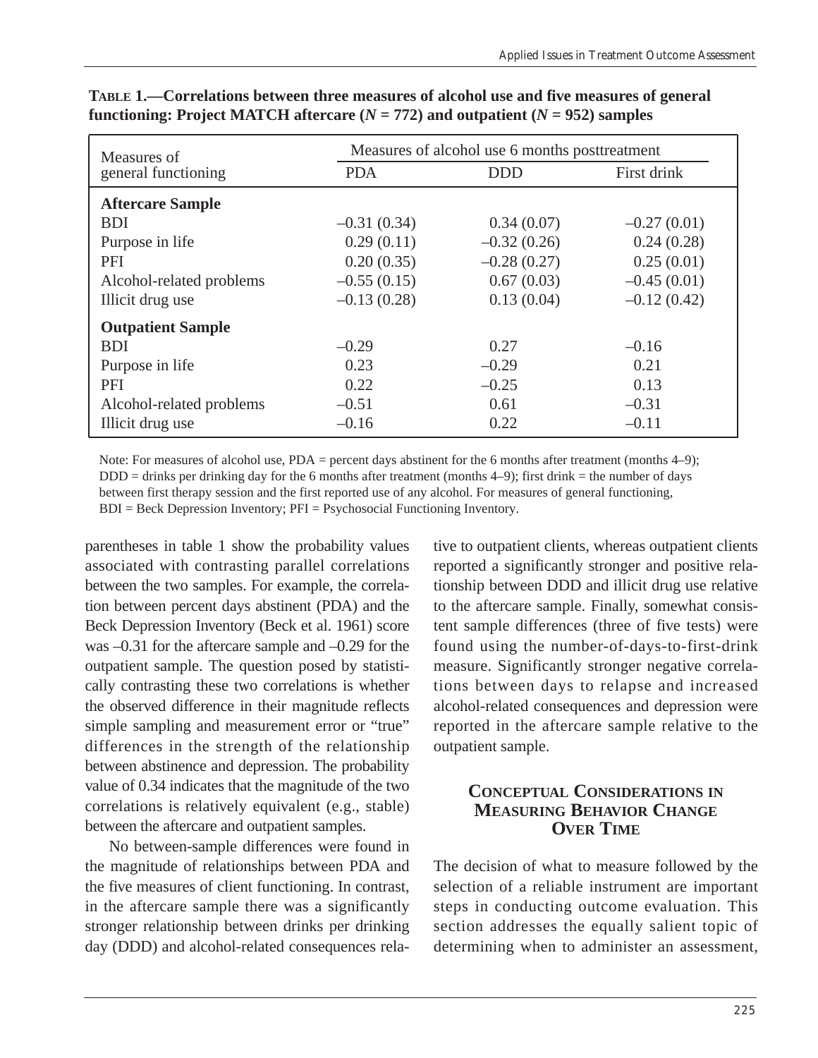**Table 1.—Correlations between three measures of alcohol use and five measures of general functioning: Project MATCH aftercare ($N = 772$) and outpatient ($N = 952$) samples**

| Measures of general functioning | Measures of alcohol use 6 months posttreatment | | |
|---|---|---|---|
| | PDA | DDD | First drink |
| **Aftercare Sample** | | | |
| BDI | –0.31 (0.34) | 0.34 (0.07) | –0.27 (0.01) |
| Purpose in life | 0.29 (0.11) | –0.32 (0.26) | 0.24 (0.28) |
| PFI | 0.20 (0.35) | –0.28 (0.27) | 0.25 (0.01) |
| Alcohol-related problems | –0.55 (0.15) | 0.67 (0.03) | –0.45 (0.01) |
| Illicit drug use | –0.13 (0.28) | 0.13 (0.04) | –0.12 (0.42) |
| **Outpatient Sample** | | | |
| BDI | –0.29 | 0.27 | –0.16 |
| Purpose in life | 0.23 | –0.29 | 0.21 |
| PFI | 0.22 | –0.25 | 0.13 |
| Alcohol-related problems | –0.51 | 0.61 | –0.31 |
| Illicit drug use | –0.16 | 0.22 | –0.11 |

Note: For measures of alcohol use, PDA = percent days abstinent for the 6 months after treatment (months 4–9); DDD = drinks per drinking day for the 6 months after treatment (months 4–9); first drink = the number of days between first therapy session and the first reported use of any alcohol. For measures of general functioning, BDI = Beck Depression Inventory; PFI = Psychosocial Functioning Inventory.

parentheses in table 1 show the probability values associated with contrasting parallel correlations between the two samples. For example, the correlation between percent days abstinent (PDA) and the Beck Depression Inventory (Beck et al. 1961) score was –0.31 for the aftercare sample and –0.29 for the outpatient sample. The question posed by statistically contrasting these two correlations is whether the observed difference in their magnitude reflects simple sampling and measurement error or "true" differences in the strength of the relationship between abstinence and depression. The probability value of 0.34 indicates that the magnitude of the two correlations is relatively equivalent (e.g., stable) between the aftercare and outpatient samples.

No between-sample differences were found in the magnitude of relationships between PDA and the five measures of client functioning. In contrast, in the aftercare sample there was a significantly stronger relationship between drinks per drinking day (DDD) and alcohol-related consequences relative to outpatient clients, whereas outpatient clients reported a significantly stronger and positive relationship between DDD and illicit drug use relative to the aftercare sample. Finally, somewhat consistent sample differences (three of five tests) were found using the number-of-days-to-first-drink measure. Significantly stronger negative correlations between days to relapse and increased alcohol-related consequences and depression were reported in the aftercare sample relative to the outpatient sample.

## Conceptual Considerations in Measuring Behavior Change Over Time

The decision of what to measure followed by the selection of a reliable instrument are important steps in conducting outcome evaluation. This section addresses the equally salient topic of determining when to administer an assessment,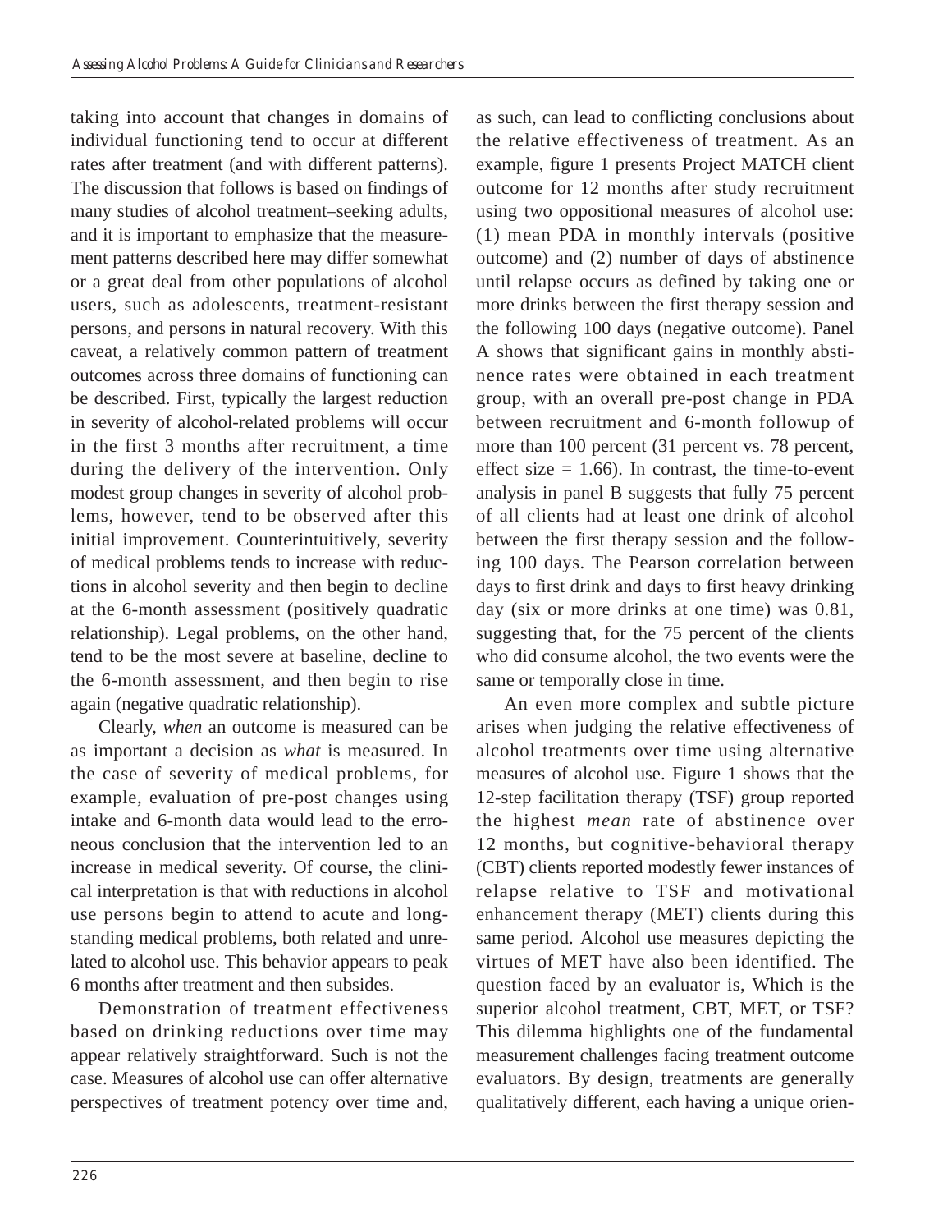taking into account that changes in domains of individual functioning tend to occur at different rates after treatment (and with different patterns). The discussion that follows is based on findings of many studies of alcohol treatment–seeking adults, and it is important to emphasize that the measurement patterns described here may differ somewhat or a great deal from other populations of alcohol users, such as adolescents, treatment-resistant persons, and persons in natural recovery. With this caveat, a relatively common pattern of treatment outcomes across three domains of functioning can be described. First, typically the largest reduction in severity of alcohol-related problems will occur in the first 3 months after recruitment, a time during the delivery of the intervention. Only modest group changes in severity of alcohol problems, however, tend to be observed after this initial improvement. Counterintuitively, severity of medical problems tends to increase with reductions in alcohol severity and then begin to decline at the 6-month assessment (positively quadratic relationship). Legal problems, on the other hand, tend to be the most severe at baseline, decline to the 6-month assessment, and then begin to rise again (negative quadratic relationship).

Clearly, *when* an outcome is measured can be as important a decision as *what* is measured. In the case of severity of medical problems, for example, evaluation of pre-post changes using intake and 6-month data would lead to the erroneous conclusion that the intervention led to an increase in medical severity. Of course, the clinical interpretation is that with reductions in alcohol use persons begin to attend to acute and longstanding medical problems, both related and unrelated to alcohol use. This behavior appears to peak 6 months after treatment and then subsides.

Demonstration of treatment effectiveness based on drinking reductions over time may appear relatively straightforward. Such is not the case. Measures of alcohol use can offer alternative perspectives of treatment potency over time and, as such, can lead to conflicting conclusions about the relative effectiveness of treatment. As an example, figure 1 presents Project MATCH client outcome for 12 months after study recruitment using two oppositional measures of alcohol use: (1) mean PDA in monthly intervals (positive outcome) and (2) number of days of abstinence until relapse occurs as defined by taking one or more drinks between the first therapy session and the following 100 days (negative outcome). Panel A shows that significant gains in monthly abstinence rates were obtained in each treatment group, with an overall pre-post change in PDA between recruitment and 6-month followup of more than 100 percent (31 percent vs. 78 percent, effect size = 1.66). In contrast, the time-to-event analysis in panel B suggests that fully 75 percent of all clients had at least one drink of alcohol between the first therapy session and the following 100 days. The Pearson correlation between days to first drink and days to first heavy drinking day (six or more drinks at one time) was 0.81, suggesting that, for the 75 percent of the clients who did consume alcohol, the two events were the same or temporally close in time.

An even more complex and subtle picture arises when judging the relative effectiveness of alcohol treatments over time using alternative measures of alcohol use. Figure 1 shows that the 12-step facilitation therapy (TSF) group reported the highest *mean* rate of abstinence over 12 months, but cognitive-behavioral therapy (CBT) clients reported modestly fewer instances of relapse relative to TSF and motivational enhancement therapy (MET) clients during this same period. Alcohol use measures depicting the virtues of MET have also been identified. The question faced by an evaluator is, Which is the superior alcohol treatment, CBT, MET, or TSF? This dilemma highlights one of the fundamental measurement challenges facing treatment outcome evaluators. By design, treatments are generally qualitatively different, each having a unique orien-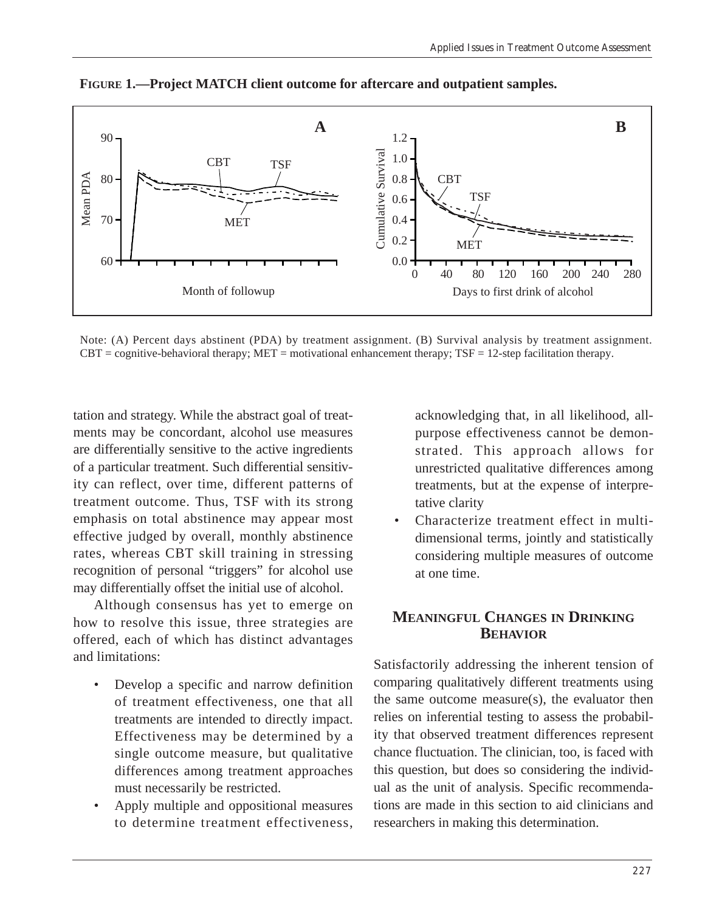**FIGURE 1.—Project MATCH client outcome for aftercare and outpatient samples.**

Note: (A) Percent days abstinent (PDA) by treatment assignment. (B) Survival analysis by treatment assignment. CBT = cognitive-behavioral therapy; MET = motivational enhancement therapy; TSF = 12-step facilitation therapy.

tation and strategy. While the abstract goal of treatments may be concordant, alcohol use measures are differentially sensitive to the active ingredients of a particular treatment. Such differential sensitivity can reflect, over time, different patterns of treatment outcome. Thus, TSF with its strong emphasis on total abstinence may appear most effective judged by overall, monthly abstinence rates, whereas CBT skill training in stressing recognition of personal "triggers" for alcohol use may differentially offset the initial use of alcohol.

Although consensus has yet to emerge on how to resolve this issue, three strategies are offered, each of which has distinct advantages and limitations:

- Develop a specific and narrow definition of treatment effectiveness, one that all treatments are intended to directly impact. Effectiveness may be determined by a single outcome measure, but qualitative differences among treatment approaches must necessarily be restricted.
- Apply multiple and oppositional measures to determine treatment effectiveness, acknowledging that, in all likelihood, all-purpose effectiveness cannot be demonstrated. This approach allows for unrestricted qualitative differences among treatments, but at the expense of interpretative clarity
- Characterize treatment effect in multidimensional terms, jointly and statistically considering multiple measures of outcome at one time.

## MEANINGFUL CHANGES IN DRINKING BEHAVIOR

Satisfactorily addressing the inherent tension of comparing qualitatively different treatments using the same outcome measure(s), the evaluator then relies on inferential testing to assess the probability that observed treatment differences represent chance fluctuation. The clinician, too, is faced with this question, but does so considering the individual as the unit of analysis. Specific recommendations are made in this section to aid clinicians and researchers in making this determination.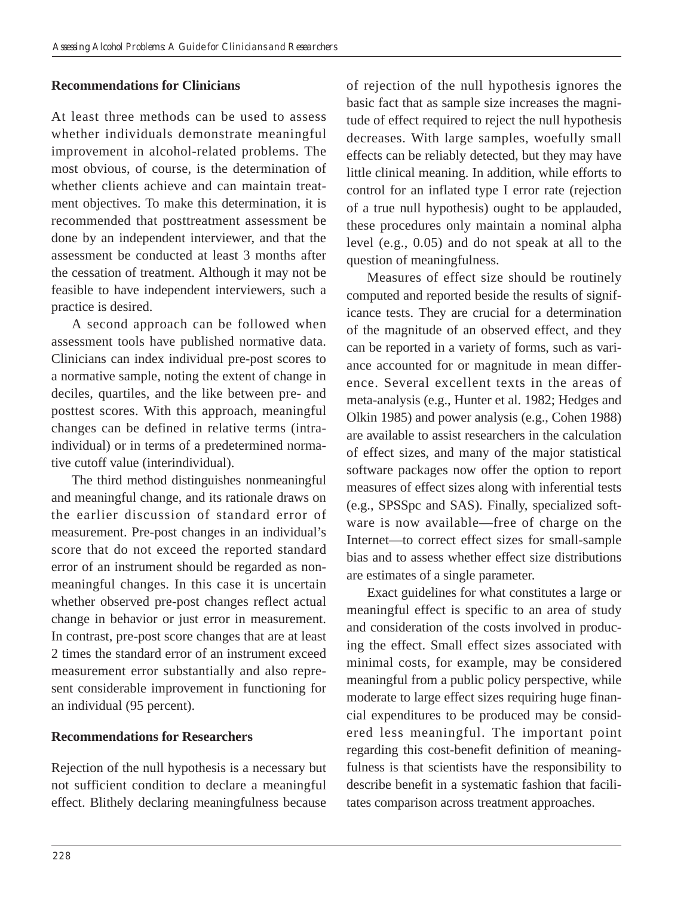### Recommendations for Clinicians

At least three methods can be used to assess whether individuals demonstrate meaningful improvement in alcohol-related problems. The most obvious, of course, is the determination of whether clients achieve and can maintain treatment objectives. To make this determination, it is recommended that posttreatment assessment be done by an independent interviewer, and that the assessment be conducted at least 3 months after the cessation of treatment. Although it may not be feasible to have independent interviewers, such a practice is desired.

A second approach can be followed when assessment tools have published normative data. Clinicians can index individual pre-post scores to a normative sample, noting the extent of change in deciles, quartiles, and the like between pre- and posttest scores. With this approach, meaningful changes can be defined in relative terms (intraindividual) or in terms of a predetermined normative cutoff value (interindividual).

The third method distinguishes nonmeaningful and meaningful change, and its rationale draws on the earlier discussion of standard error of measurement. Pre-post changes in an individual's score that do not exceed the reported standard error of an instrument should be regarded as nonmeaningful changes. In this case it is uncertain whether observed pre-post changes reflect actual change in behavior or just error in measurement. In contrast, pre-post score changes that are at least 2 times the standard error of an instrument exceed measurement error substantially and also represent considerable improvement in functioning for an individual (95 percent).

### Recommendations for Researchers

Rejection of the null hypothesis is a necessary but not sufficient condition to declare a meaningful effect. Blithely declaring meaningfulness because of rejection of the null hypothesis ignores the basic fact that as sample size increases the magnitude of effect required to reject the null hypothesis decreases. With large samples, woefully small effects can be reliably detected, but they may have little clinical meaning. In addition, while efforts to control for an inflated type I error rate (rejection of a true null hypothesis) ought to be applauded, these procedures only maintain a nominal alpha level (e.g., 0.05) and do not speak at all to the question of meaningfulness.

Measures of effect size should be routinely computed and reported beside the results of significance tests. They are crucial for a determination of the magnitude of an observed effect, and they can be reported in a variety of forms, such as variance accounted for or magnitude in mean difference. Several excellent texts in the areas of meta-analysis (e.g., Hunter et al. 1982; Hedges and Olkin 1985) and power analysis (e.g., Cohen 1988) are available to assist researchers in the calculation of effect sizes, and many of the major statistical software packages now offer the option to report measures of effect sizes along with inferential tests (e.g., SPSSpc and SAS). Finally, specialized software is now available—free of charge on the Internet—to correct effect sizes for small-sample bias and to assess whether effect size distributions are estimates of a single parameter.

Exact guidelines for what constitutes a large or meaningful effect is specific to an area of study and consideration of the costs involved in producing the effect. Small effect sizes associated with minimal costs, for example, may be considered meaningful from a public policy perspective, while moderate to large effect sizes requiring huge financial expenditures to be produced may be considered less meaningful. The important point regarding this cost-benefit definition of meaningfulness is that scientists have the responsibility to describe benefit in a systematic fashion that facilitates comparison across treatment approaches.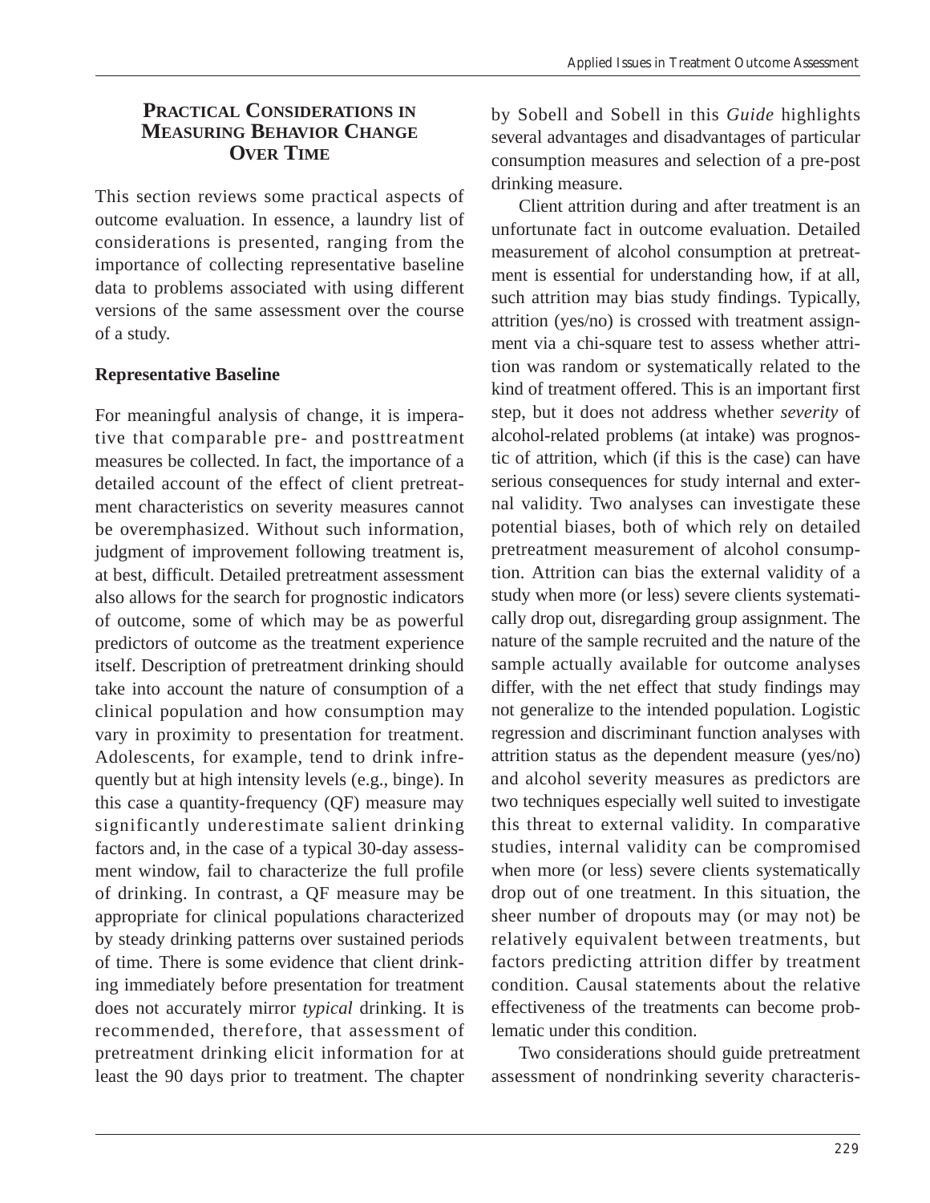## Practical Considerations in Measuring Behavior Change Over Time

This section reviews some practical aspects of outcome evaluation. In essence, a laundry list of considerations is presented, ranging from the importance of collecting representative baseline data to problems associated with using different versions of the same assessment over the course of a study.

### Representative Baseline

For meaningful analysis of change, it is imperative that comparable pre- and posttreatment measures be collected. In fact, the importance of a detailed account of the effect of client pretreatment characteristics on severity measures cannot be overemphasized. Without such information, judgment of improvement following treatment is, at best, difficult. Detailed pretreatment assessment also allows for the search for prognostic indicators of outcome, some of which may be as powerful predictors of outcome as the treatment experience itself. Description of pretreatment drinking should take into account the nature of consumption of a clinical population and how consumption may vary in proximity to presentation for treatment. Adolescents, for example, tend to drink infrequently but at high intensity levels (e.g., binge). In this case a quantity-frequency (QF) measure may significantly underestimate salient drinking factors and, in the case of a typical 30-day assessment window, fail to characterize the full profile of drinking. In contrast, a QF measure may be appropriate for clinical populations characterized by steady drinking patterns over sustained periods of time. There is some evidence that client drinking immediately before presentation for treatment does not accurately mirror *typical* drinking. It is recommended, therefore, that assessment of pretreatment drinking elicit information for at least the 90 days prior to treatment. The chapter by Sobell and Sobell in this *Guide* highlights several advantages and disadvantages of particular consumption measures and selection of a pre-post drinking measure.

Client attrition during and after treatment is an unfortunate fact in outcome evaluation. Detailed measurement of alcohol consumption at pretreatment is essential for understanding how, if at all, such attrition may bias study findings. Typically, attrition (yes/no) is crossed with treatment assignment via a chi-square test to assess whether attrition was random or systematically related to the kind of treatment offered. This is an important first step, but it does not address whether *severity* of alcohol-related problems (at intake) was prognostic of attrition, which (if this is the case) can have serious consequences for study internal and external validity. Two analyses can investigate these potential biases, both of which rely on detailed pretreatment measurement of alcohol consumption. Attrition can bias the external validity of a study when more (or less) severe clients systematically drop out, disregarding group assignment. The nature of the sample recruited and the nature of the sample actually available for outcome analyses differ, with the net effect that study findings may not generalize to the intended population. Logistic regression and discriminant function analyses with attrition status as the dependent measure (yes/no) and alcohol severity measures as predictors are two techniques especially well suited to investigate this threat to external validity. In comparative studies, internal validity can be compromised when more (or less) severe clients systematically drop out of one treatment. In this situation, the sheer number of dropouts may (or may not) be relatively equivalent between treatments, but factors predicting attrition differ by treatment condition. Causal statements about the relative effectiveness of the treatments can become problematic under this condition.

Two considerations should guide pretreatment assessment of nondrinking severity characteris-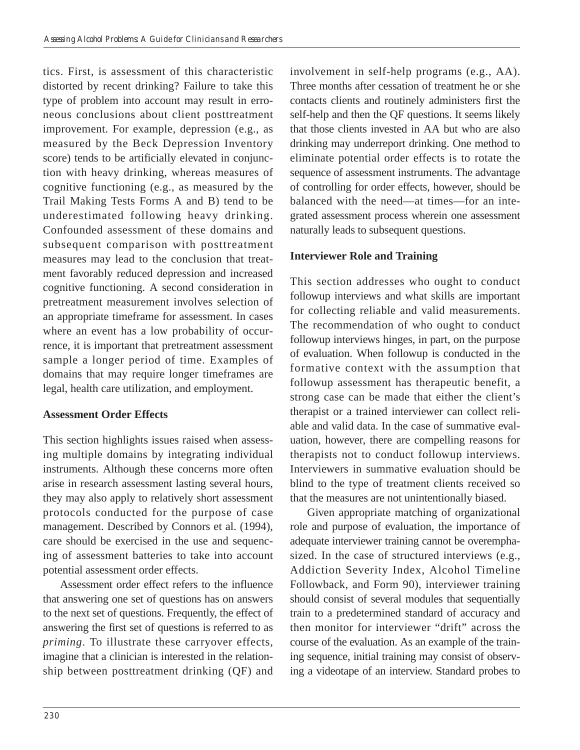tics. First, is assessment of this characteristic distorted by recent drinking? Failure to take this type of problem into account may result in erroneous conclusions about client posttreatment improvement. For example, depression (e.g., as measured by the Beck Depression Inventory score) tends to be artificially elevated in conjunction with heavy drinking, whereas measures of cognitive functioning (e.g., as measured by the Trail Making Tests Forms A and B) tend to be underestimated following heavy drinking. Confounded assessment of these domains and subsequent comparison with posttreatment measures may lead to the conclusion that treatment favorably reduced depression and increased cognitive functioning. A second consideration in pretreatment measurement involves selection of an appropriate timeframe for assessment. In cases where an event has a low probability of occurrence, it is important that pretreatment assessment sample a longer period of time. Examples of domains that may require longer timeframes are legal, health care utilization, and employment.

### Assessment Order Effects

This section highlights issues raised when assessing multiple domains by integrating individual instruments. Although these concerns more often arise in research assessment lasting several hours, they may also apply to relatively short assessment protocols conducted for the purpose of case management. Described by Connors et al. (1994), care should be exercised in the use and sequencing of assessment batteries to take into account potential assessment order effects.

Assessment order effect refers to the influence that answering one set of questions has on answers to the next set of questions. Frequently, the effect of answering the first set of questions is referred to as *priming*. To illustrate these carryover effects, imagine that a clinician is interested in the relationship between posttreatment drinking (QF) and involvement in self-help programs (e.g., AA). Three months after cessation of treatment he or she contacts clients and routinely administers first the self-help and then the QF questions. It seems likely that those clients invested in AA but who are also drinking may underreport drinking. One method to eliminate potential order effects is to rotate the sequence of assessment instruments. The advantage of controlling for order effects, however, should be balanced with the need—at times—for an integrated assessment process wherein one assessment naturally leads to subsequent questions.

### Interviewer Role and Training

This section addresses who ought to conduct followup interviews and what skills are important for collecting reliable and valid measurements. The recommendation of who ought to conduct followup interviews hinges, in part, on the purpose of evaluation. When followup is conducted in the formative context with the assumption that followup assessment has therapeutic benefit, a strong case can be made that either the client's therapist or a trained interviewer can collect reliable and valid data. In the case of summative evaluation, however, there are compelling reasons for therapists not to conduct followup interviews. Interviewers in summative evaluation should be blind to the type of treatment clients received so that the measures are not unintentionally biased.

Given appropriate matching of organizational role and purpose of evaluation, the importance of adequate interviewer training cannot be overemphasized. In the case of structured interviews (e.g., Addiction Severity Index, Alcohol Timeline Followback, and Form 90), interviewer training should consist of several modules that sequentially train to a predetermined standard of accuracy and then monitor for interviewer "drift" across the course of the evaluation. As an example of the training sequence, initial training may consist of observing a videotape of an interview. Standard probes to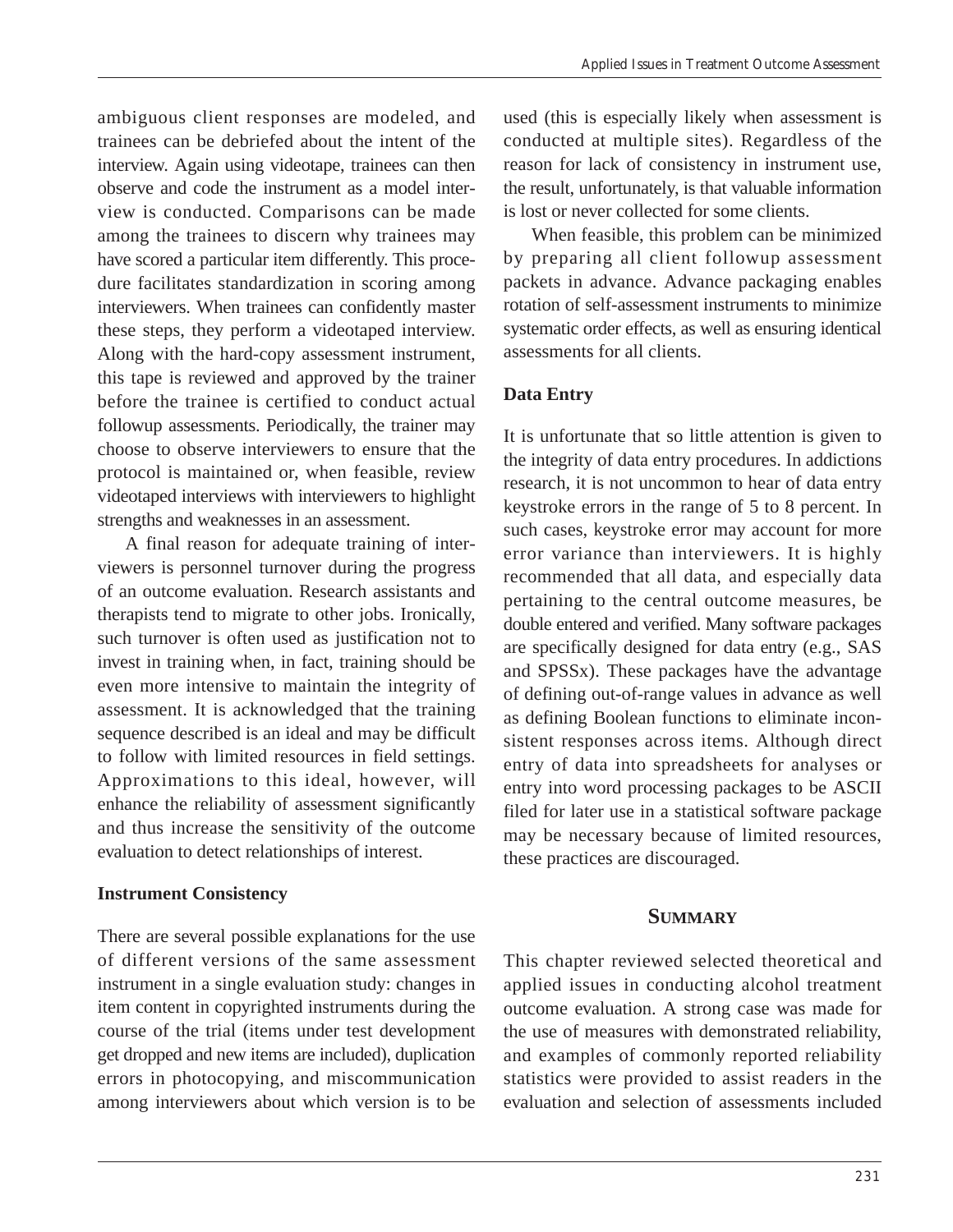ambiguous client responses are modeled, and trainees can be debriefed about the intent of the interview. Again using videotape, trainees can then observe and code the instrument as a model interview is conducted. Comparisons can be made among the trainees to discern why trainees may have scored a particular item differently. This procedure facilitates standardization in scoring among interviewers. When trainees can confidently master these steps, they perform a videotaped interview. Along with the hard-copy assessment instrument, this tape is reviewed and approved by the trainer before the trainee is certified to conduct actual followup assessments. Periodically, the trainer may choose to observe interviewers to ensure that the protocol is maintained or, when feasible, review videotaped interviews with interviewers to highlight strengths and weaknesses in an assessment.

A final reason for adequate training of interviewers is personnel turnover during the progress of an outcome evaluation. Research assistants and therapists tend to migrate to other jobs. Ironically, such turnover is often used as justification not to invest in training when, in fact, training should be even more intensive to maintain the integrity of assessment. It is acknowledged that the training sequence described is an ideal and may be difficult to follow with limited resources in field settings. Approximations to this ideal, however, will enhance the reliability of assessment significantly and thus increase the sensitivity of the outcome evaluation to detect relationships of interest.

### Instrument Consistency

There are several possible explanations for the use of different versions of the same assessment instrument in a single evaluation study: changes in item content in copyrighted instruments during the course of the trial (items under test development get dropped and new items are included), duplication errors in photocopying, and miscommunication among interviewers about which version is to be used (this is especially likely when assessment is conducted at multiple sites). Regardless of the reason for lack of consistency in instrument use, the result, unfortunately, is that valuable information is lost or never collected for some clients.

When feasible, this problem can be minimized by preparing all client followup assessment packets in advance. Advance packaging enables rotation of self-assessment instruments to minimize systematic order effects, as well as ensuring identical assessments for all clients.

### Data Entry

It is unfortunate that so little attention is given to the integrity of data entry procedures. In addictions research, it is not uncommon to hear of data entry keystroke errors in the range of 5 to 8 percent. In such cases, keystroke error may account for more error variance than interviewers. It is highly recommended that all data, and especially data pertaining to the central outcome measures, be double entered and verified. Many software packages are specifically designed for data entry (e.g., SAS and SPSSx). These packages have the advantage of defining out-of-range values in advance as well as defining Boolean functions to eliminate inconsistent responses across items. Although direct entry of data into spreadsheets for analyses or entry into word processing packages to be ASCII filed for later use in a statistical software package may be necessary because of limited resources, these practices are discouraged.

## Summary

This chapter reviewed selected theoretical and applied issues in conducting alcohol treatment outcome evaluation. A strong case was made for the use of measures with demonstrated reliability, and examples of commonly reported reliability statistics were provided to assist readers in the evaluation and selection of assessments included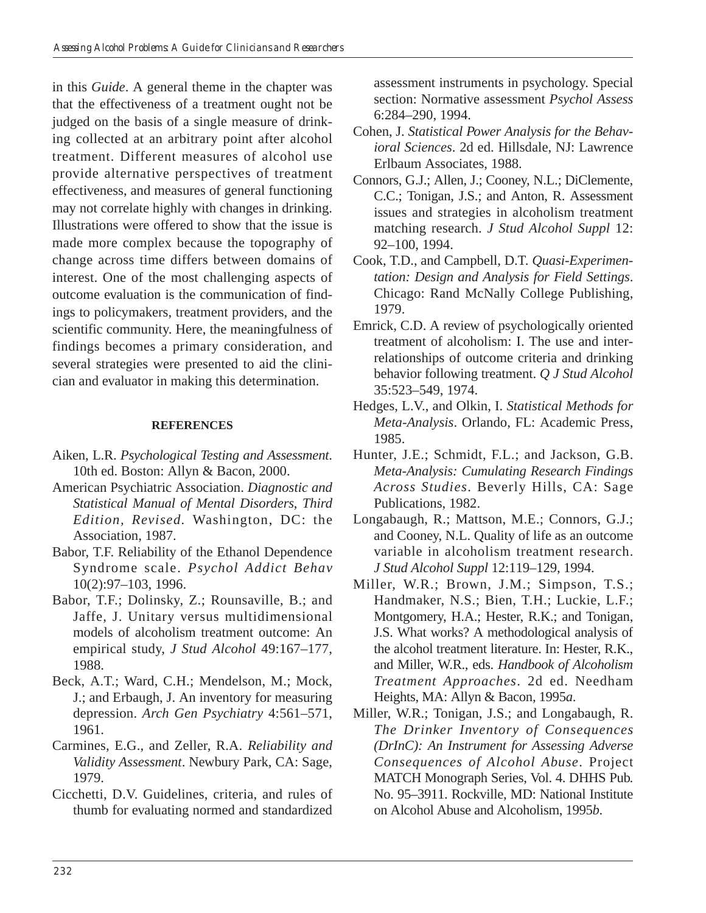in this *Guide*. A general theme in the chapter was that the effectiveness of a treatment ought not be judged on the basis of a single measure of drinking collected at an arbitrary point after alcohol treatment. Different measures of alcohol use provide alternative perspectives of treatment effectiveness, and measures of general functioning may not correlate highly with changes in drinking. Illustrations were offered to show that the issue is made more complex because the topography of change across time differs between domains of interest. One of the most challenging aspects of outcome evaluation is the communication of findings to policymakers, treatment providers, and the scientific community. Here, the meaningfulness of findings becomes a primary consideration, and several strategies were presented to aid the clinician and evaluator in making this determination.

## REFERENCES

Aiken, L.R. *Psychological Testing and Assessment*. 10th ed. Boston: Allyn & Bacon, 2000.

American Psychiatric Association. *Diagnostic and Statistical Manual of Mental Disorders, Third Edition, Revised*. Washington, DC: the Association, 1987.

Babor, T.F. Reliability of the Ethanol Dependence Syndrome scale. *Psychol Addict Behav* 10(2):97–103, 1996.

Babor, T.F.; Dolinsky, Z.; Rounsaville, B.; and Jaffe, J. Unitary versus multidimensional models of alcoholism treatment outcome: An empirical study, *J Stud Alcohol* 49:167–177, 1988.

Beck, A.T.; Ward, C.H.; Mendelson, M.; Mock, J.; and Erbaugh, J. An inventory for measuring depression. *Arch Gen Psychiatry* 4:561–571, 1961.

Carmines, E.G., and Zeller, R.A. *Reliability and Validity Assessment*. Newbury Park, CA: Sage, 1979.

Cicchetti, D.V. Guidelines, criteria, and rules of thumb for evaluating normed and standardized assessment instruments in psychology. Special section: Normative assessment *Psychol Assess* 6:284–290, 1994.

Cohen, J. *Statistical Power Analysis for the Behavioral Sciences*. 2d ed. Hillsdale, NJ: Lawrence Erlbaum Associates, 1988.

Connors, G.J.; Allen, J.; Cooney, N.L.; DiClemente, C.C.; Tonigan, J.S.; and Anton, R. Assessment issues and strategies in alcoholism treatment matching research. *J Stud Alcohol Suppl* 12: 92–100, 1994.

Cook, T.D., and Campbell, D.T. *Quasi-Experimentation: Design and Analysis for Field Settings*. Chicago: Rand McNally College Publishing, 1979.

Emrick, C.D. A review of psychologically oriented treatment of alcoholism: I. The use and interrelationships of outcome criteria and drinking behavior following treatment. *Q J Stud Alcohol* 35:523–549, 1974.

Hedges, L.V., and Olkin, I. *Statistical Methods for Meta-Analysis*. Orlando, FL: Academic Press, 1985.

Hunter, J.E.; Schmidt, F.L.; and Jackson, G.B. *Meta-Analysis: Cumulating Research Findings Across Studies*. Beverly Hills, CA: Sage Publications, 1982.

Longabaugh, R.; Mattson, M.E.; Connors, G.J.; and Cooney, N.L. Quality of life as an outcome variable in alcoholism treatment research. *J Stud Alcohol Suppl* 12:119–129, 1994.

Miller, W.R.; Brown, J.M.; Simpson, T.S.; Handmaker, N.S.; Bien, T.H.; Luckie, L.F.; Montgomery, H.A.; Hester, R.K.; and Tonigan, J.S. What works? A methodological analysis of the alcohol treatment literature. In: Hester, R.K., and Miller, W.R., eds. *Handbook of Alcoholism Treatment Approaches*. 2d ed. Needham Heights, MA: Allyn & Bacon, 1995*a*.

Miller, W.R.; Tonigan, J.S.; and Longabaugh, R. *The Drinker Inventory of Consequences (DrInC): An Instrument for Assessing Adverse Consequences of Alcohol Abuse*. Project MATCH Monograph Series, Vol. 4. DHHS Pub. No. 95–3911. Rockville, MD: National Institute on Alcohol Abuse and Alcoholism, 1995*b*.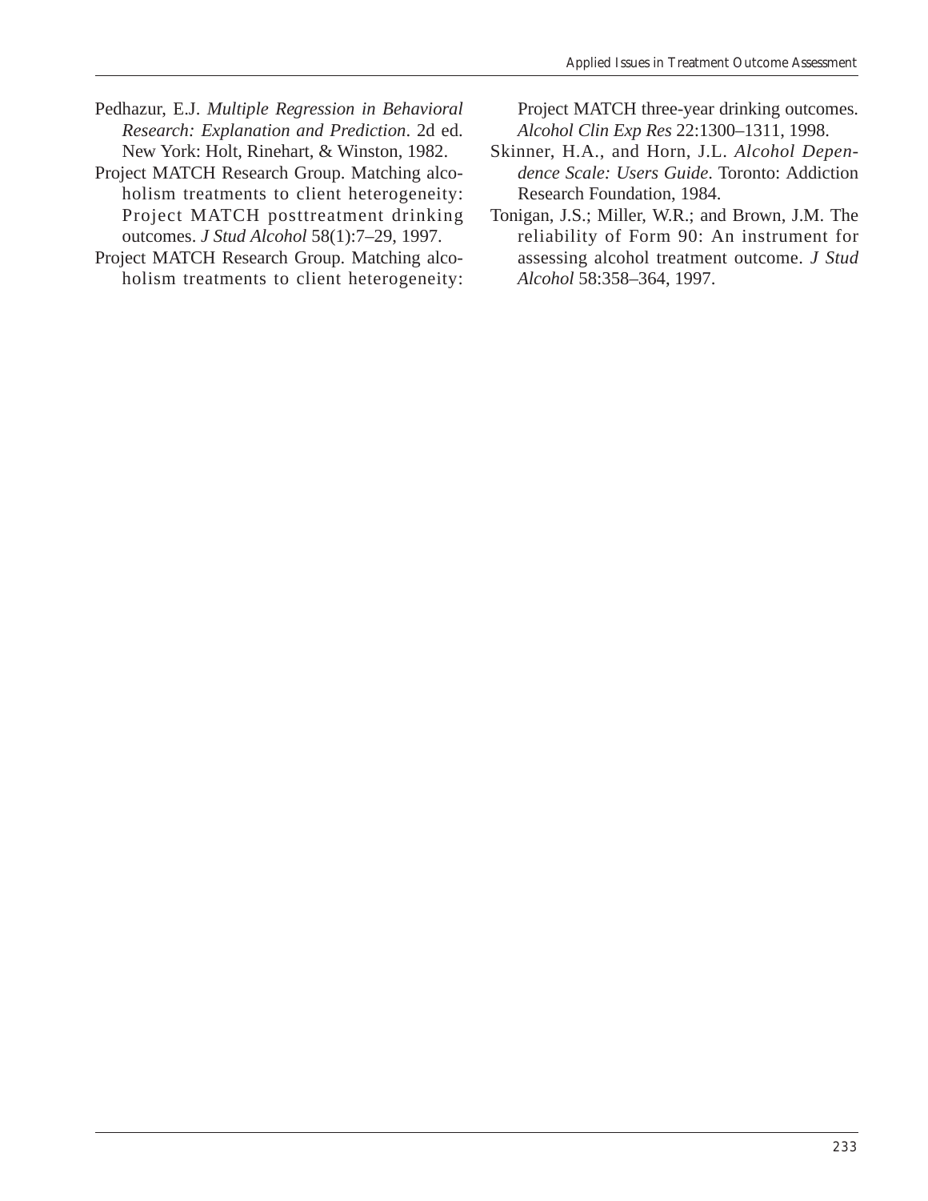Pedhazur, E.J. *Multiple Regression in Behavioral Research: Explanation and Prediction*. 2d ed. New York: Holt, Rinehart, & Winston, 1982.

Project MATCH Research Group. Matching alcoholism treatments to client heterogeneity: Project MATCH posttreatment drinking outcomes. *J Stud Alcohol* 58(1):7–29, 1997.

Project MATCH Research Group. Matching alcoholism treatments to client heterogeneity: Project MATCH three-year drinking outcomes. *Alcohol Clin Exp Res* 22:1300–1311, 1998.

Skinner, H.A., and Horn, J.L. *Alcohol Dependence Scale: Users Guide*. Toronto: Addiction Research Foundation, 1984.

Tonigan, J.S.; Miller, W.R.; and Brown, J.M. The reliability of Form 90: An instrument for assessing alcohol treatment outcome. *J Stud Alcohol* 58:358–364, 1997.